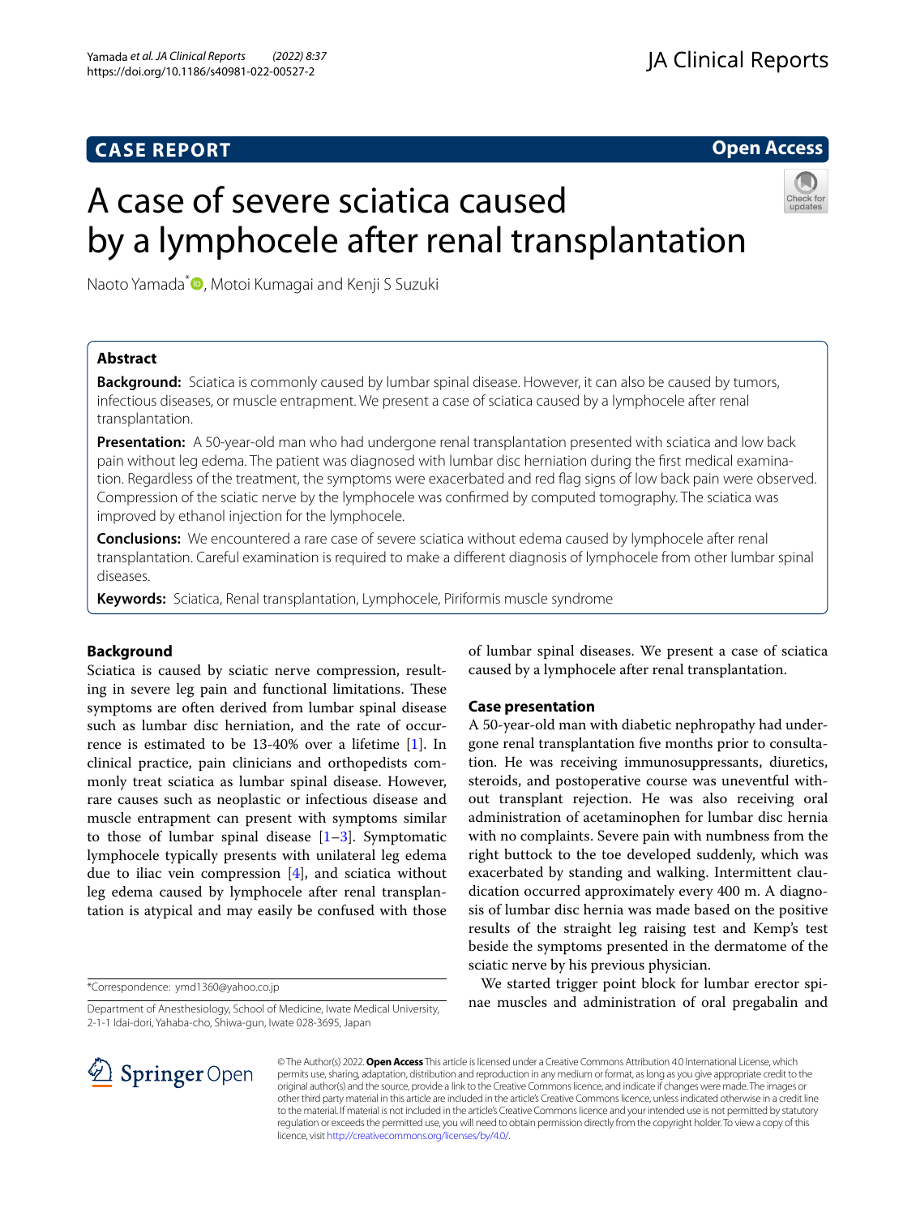CASE REPORT

Open Access

# A case of severe sciatica caused by a lymphocele after renal transplantation

Naoto Yamada*, Motoi Kumagai and Kenji S Suzuki

## Abstract

**Background:** Sciatica is commonly caused by lumbar spinal disease. However, it can also be caused by tumors, infectious diseases, or muscle entrapment. We present a case of sciatica caused by a lymphocele after renal transplantation.

**Presentation:** A 50-year-old man who had undergone renal transplantation presented with sciatica and low back pain without leg edema. The patient was diagnosed with lumbar disc herniation during the first medical examination. Regardless of the treatment, the symptoms were exacerbated and red flag signs of low back pain were observed. Compression of the sciatic nerve by the lymphocele was confirmed by computed tomography. The sciatica was improved by ethanol injection for the lymphocele.

**Conclusions:** We encountered a rare case of severe sciatica without edema caused by lymphocele after renal transplantation. Careful examination is required to make a different diagnosis of lymphocele from other lumbar spinal diseases.

**Keywords:** Sciatica, Renal transplantation, Lymphocele, Piriformis muscle syndrome

## Background

Sciatica is caused by sciatic nerve compression, resulting in severe leg pain and functional limitations. These symptoms are often derived from lumbar spinal disease such as lumbar disc herniation, and the rate of occurrence is estimated to be 13-40% over a lifetime [1]. In clinical practice, pain clinicians and orthopedists commonly treat sciatica as lumbar spinal disease. However, rare causes such as neoplastic or infectious disease and muscle entrapment can present with symptoms similar to those of lumbar spinal disease [1–3]. Symptomatic lymphocele typically presents with unilateral leg edema due to iliac vein compression [4], and sciatica without leg edema caused by lymphocele after renal transplantation is atypical and may easily be confused with those of lumbar spinal diseases. We present a case of sciatica caused by a lymphocele after renal transplantation.

## Case presentation

A 50-year-old man with diabetic nephropathy had undergone renal transplantation five months prior to consultation. He was receiving immunosuppressants, diuretics, steroids, and postoperative course was uneventful without transplant rejection. He was also receiving oral administration of acetaminophen for lumbar disc hernia with no complaints. Severe pain with numbness from the right buttock to the toe developed suddenly, which was exacerbated by standing and walking. Intermittent claudication occurred approximately every 400 m. A diagnosis of lumbar disc hernia was made based on the positive results of the straight leg raising test and Kemp's test beside the symptoms presented in the dermatome of the sciatic nerve by his previous physician.

We started trigger point block for lumbar erector spinae muscles and administration of oral pregabalin and

*Correspondence: ymd1360@yahoo.co.jp

Department of Anesthesiology, School of Medicine, Iwate Medical University, 2-1-1 Idai-dori, Yahaba-cho, Shiwa-gun, Iwate 028-3695, Japan

© The Author(s) 2022. **Open Access** This article is licensed under a Creative Commons Attribution 4.0 International License, which permits use, sharing, adaptation, distribution and reproduction in any medium or format, as long as you give appropriate credit to the original author(s) and the source, provide a link to the Creative Commons licence, and indicate if changes were made. The images or other third party material in this article are included in the article's Creative Commons licence, unless indicated otherwise in a credit line to the material. If material is not included in the article's Creative Commons licence and your intended use is not permitted by statutory regulation or exceeds the permitted use, you will need to obtain permission directly from the copyright holder. To view a copy of this licence, visit http://creativecommons.org/licenses/by/4.0/.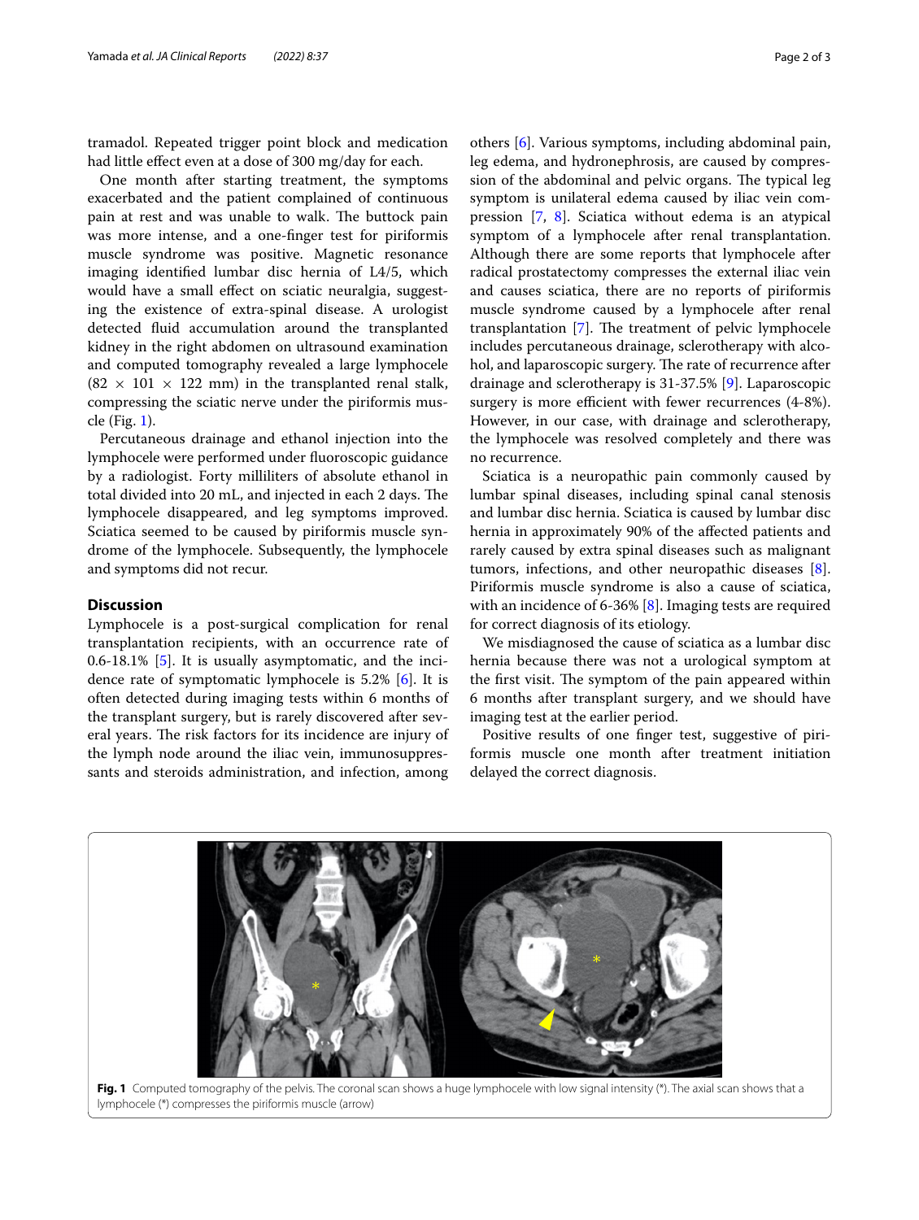tramadol. Repeated trigger point block and medication had little effect even at a dose of 300 mg/day for each.

One month after starting treatment, the symptoms exacerbated and the patient complained of continuous pain at rest and was unable to walk. The buttock pain was more intense, and a one-finger test for piriformis muscle syndrome was positive. Magnetic resonance imaging identified lumbar disc hernia of L4/5, which would have a small effect on sciatic neuralgia, suggesting the existence of extra-spinal disease. A urologist detected fluid accumulation around the transplanted kidney in the right abdomen on ultrasound examination and computed tomography revealed a large lymphocele (82 × 101 × 122 mm) in the transplanted renal stalk, compressing the sciatic nerve under the piriformis muscle (Fig. 1).

Percutaneous drainage and ethanol injection into the lymphocele were performed under fluoroscopic guidance by a radiologist. Forty milliliters of absolute ethanol in total divided into 20 mL, and injected in each 2 days. The lymphocele disappeared, and leg symptoms improved. Sciatica seemed to be caused by piriformis muscle syndrome of the lymphocele. Subsequently, the lymphocele and symptoms did not recur.

## Discussion

Lymphocele is a post-surgical complication for renal transplantation recipients, with an occurrence rate of 0.6-18.1% [5]. It is usually asymptomatic, and the incidence rate of symptomatic lymphocele is 5.2% [6]. It is often detected during imaging tests within 6 months of the transplant surgery, but is rarely discovered after several years. The risk factors for its incidence are injury of the lymph node around the iliac vein, immunosuppressants and steroids administration, and infection, among others [6]. Various symptoms, including abdominal pain, leg edema, and hydronephrosis, are caused by compression of the abdominal and pelvic organs. The typical leg symptom is unilateral edema caused by iliac vein compression [7, 8]. Sciatica without edema is an atypical symptom of a lymphocele after renal transplantation. Although there are some reports that lymphocele after radical prostatectomy compresses the external iliac vein and causes sciatica, there are no reports of piriformis muscle syndrome caused by a lymphocele after renal transplantation [7]. The treatment of pelvic lymphocele includes percutaneous drainage, sclerotherapy with alcohol, and laparoscopic surgery. The rate of recurrence after drainage and sclerotherapy is 31-37.5% [9]. Laparoscopic surgery is more efficient with fewer recurrences (4-8%). However, in our case, with drainage and sclerotherapy, the lymphocele was resolved completely and there was no recurrence.

Sciatica is a neuropathic pain commonly caused by lumbar spinal diseases, including spinal canal stenosis and lumbar disc hernia. Sciatica is caused by lumbar disc hernia in approximately 90% of the affected patients and rarely caused by extra spinal diseases such as malignant tumors, infections, and other neuropathic diseases [8]. Piriformis muscle syndrome is also a cause of sciatica, with an incidence of 6-36% [8]. Imaging tests are required for correct diagnosis of its etiology.

We misdiagnosed the cause of sciatica as a lumbar disc hernia because there was not a urological symptom at the first visit. The symptom of the pain appeared within 6 months after transplant surgery, and we should have imaging test at the earlier period.

Positive results of one finger test, suggestive of piriformis muscle one month after treatment initiation delayed the correct diagnosis.

**Fig. 1** Computed tomography of the pelvis. The coronal scan shows a huge lymphocele with low signal intensity (*). The axial scan shows that a lymphocele (*) compresses the piriformis muscle (arrow)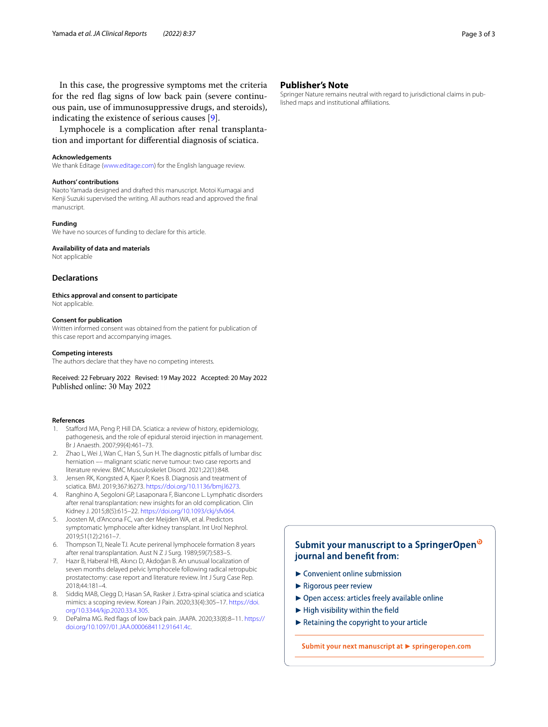In this case, the progressive symptoms met the criteria for the red flag signs of low back pain (severe continuous pain, use of immunosuppressive drugs, and steroids), indicating the existence of serious causes [9].

Lymphocele is a complication after renal transplantation and important for differential diagnosis of sciatica.

**Acknowledgements**
We thank Editage (www.editage.com) for the English language review.

**Authors' contributions**
Naoto Yamada designed and drafted this manuscript. Motoi Kumagai and Kenji Suzuki supervised the writing. All authors read and approved the final manuscript.

**Funding**
We have no sources of funding to declare for this article.

**Availability of data and materials**
Not applicable

## Declarations

**Ethics approval and consent to participate**
Not applicable.

**Consent for publication**
Written informed consent was obtained from the patient for publication of this case report and accompanying images.

**Competing interests**
The authors declare that they have no competing interests.

Received: 22 February 2022 Revised: 19 May 2022 Accepted: 20 May 2022
Published online: 30 May 2022

## References

1. Stafford MA, Peng P, Hill DA. Sciatica: a review of history, epidemiology, pathogenesis, and the role of epidural steroid injection in management. Br J Anaesth. 2007;99(4):461–73.
2. Zhao L, Wei J, Wan C, Han S, Sun H. The diagnostic pitfalls of lumbar disc herniation –– malignant sciatic nerve tumour: two case reports and literature review. BMC Musculoskelet Disord. 2021;22(1):848.
3. Jensen RK, Kongsted A, Kjaer P, Koes B. Diagnosis and treatment of sciatica. BMJ. 2019;367:l6273. https://doi.org/10.1136/bmj.l6273.
4. Ranghino A, Segoloni GP, Lasaponara F, Biancone L. Lymphatic disorders after renal transplantation: new insights for an old complication. Clin Kidney J. 2015;8(5):615–22. https://doi.org/10.1093/ckj/sfv064.
5. Joosten M, d'Ancona FC, van der Meijden WA, et al. Predictors symptomatic lymphocele after kidney transplant. Int Urol Nephrol. 2019;51(12):2161–7.
6. Thompson TJ, Neale TJ. Acute perirenal lymphocele formation 8 years after renal transplantation. Aust N Z J Surg. 1989;59(7):583–5.
7. Hazır B, Haberal HB, Akıncı D, Akdoğan B. An unusual localization of seven months delayed pelvic lymphocele following radical retropubic prostatectomy: case report and literature review. Int J Surg Case Rep. 2018;44:181–4.
8. Siddiq MAB, Clegg D, Hasan SA, Rasker J. Extra-spinal sciatica and sciatica mimics: a scoping review. Korean J Pain. 2020;33(4):305–17. https://doi.org/10.3344/kjp.2020.33.4.305.
9. DePalma MG. Red flags of low back pain. JAAPA. 2020;33(8):8–11. https://doi.org/10.1097/01.JAA.0000684112.91641.4c.

## Publisher's Note

Springer Nature remains neutral with regard to jurisdictional claims in published maps and institutional affiliations.